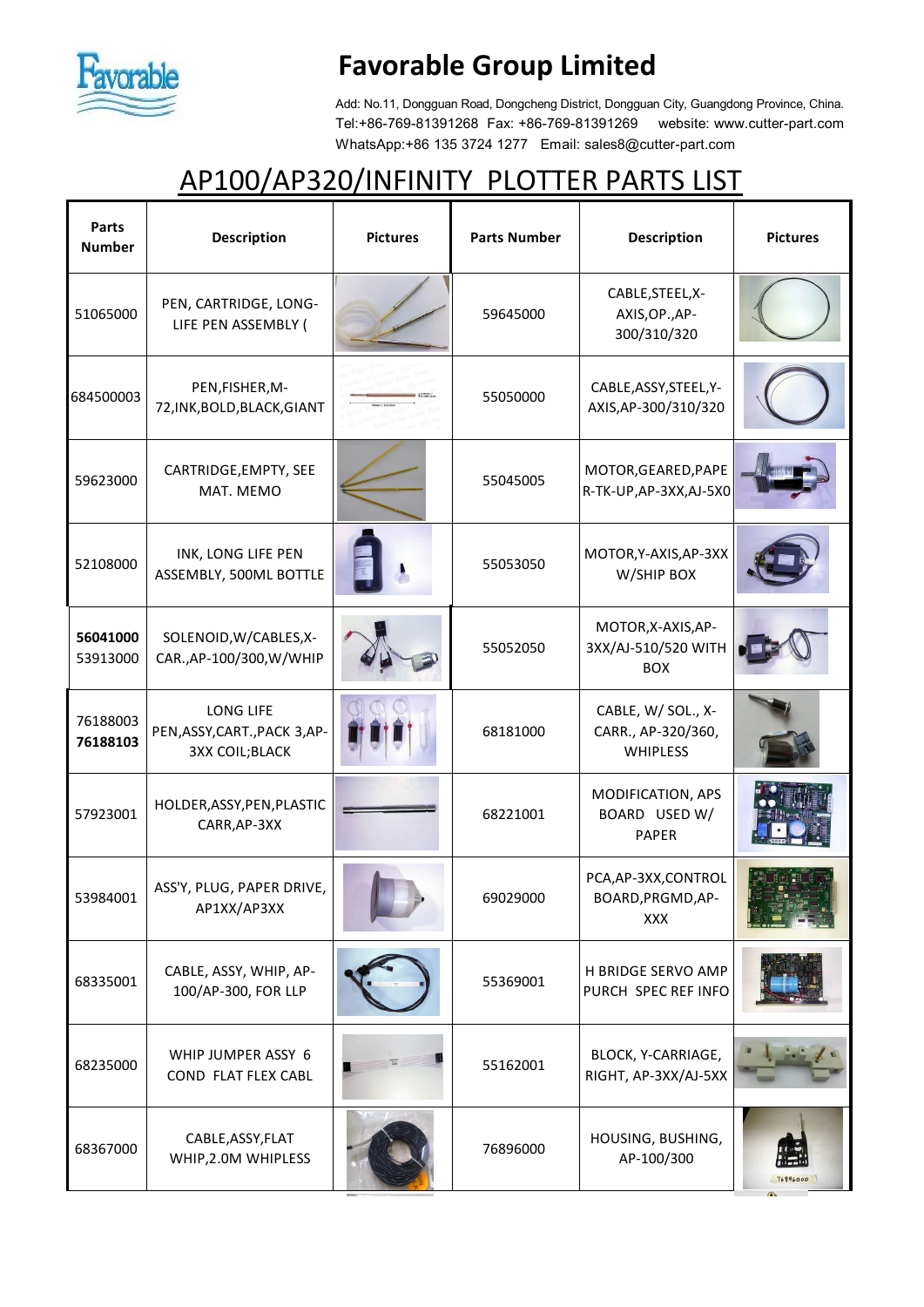# Favorable Group Limited

Add: No.11, Dongguan Road, Dongcheng District, Dongguan City, Guangdong Province, China.
Tel:+86-769-81391268 Fax: +86-769-81391269 website: www.cutter-part.com
WhatsApp:+86 135 3724 1277 Email: sales8@cutter-part.com

## AP100/AP320/INFINITY PLOTTER PARTS LIST

| Parts Number | Description | Pictures | Parts Number | Description | Pictures |
|---|---|---|---|---|---|
| 51065000 | PEN, CARTRIDGE, LONG-LIFE PEN ASSEMBLY ( | | 59645000 | CABLE,STEEL,X-AXIS,OP.,AP-300/310/320 | |
| 684500003 | PEN,FISHER,M-72,INK,BOLD,BLACK,GIANT | | 55050000 | CABLE,ASSY,STEEL,Y-AXIS,AP-300/310/320 | |
| 59623000 | CARTRIDGE,EMPTY, SEE MAT. MEMO | | 55045005 | MOTOR,GEARED,PAPER-TK-UP,AP-3XX,AJ-5X0 | |
| 52108000 | INK, LONG LIFE PEN ASSEMBLY, 500ML BOTTLE | | 55053050 | MOTOR,Y-AXIS,AP-3XX W/SHIP BOX | |
| **56041000** 53913000 | SOLENOID,W/CABLES,X-CAR.,AP-100/300,W/WHIP | | 55052050 | MOTOR,X-AXIS,AP-3XX/AJ-510/520 WITH BOX | |
| 76188003 **76188103** | LONG LIFE PEN,ASSY,CART.,PACK 3,AP-3XX COIL;BLACK | | 68181000 | CABLE, W/ SOL., X-CARR., AP-320/360, WHIPLESS | |
| 57923001 | HOLDER,ASSY,PEN,PLASTIC CARR,AP-3XX | | 68221001 | MODIFICATION, APS BOARD USED W/ PAPER | |
| 53984001 | ASS'Y, PLUG, PAPER DRIVE, AP1XX/AP3XX | | 69029000 | PCA,AP-3XX,CONTROL BOARD,PRGMD,AP-XXX | |
| 68335001 | CABLE, ASSY, WHIP, AP-100/AP-300, FOR LLP | | 55369001 | H BRIDGE SERVO AMP PURCH SPEC REF INFO | |
| 68235000 | WHIP JUMPER ASSY 6 COND FLAT FLEX CABL | | 55162001 | BLOCK, Y-CARRIAGE, RIGHT, AP-3XX/AJ-5XX | |
| 68367000 | CABLE,ASSY,FLAT WHIP,2.0M WHIPLESS | | 76896000 | HOUSING, BUSHING, AP-100/300 | |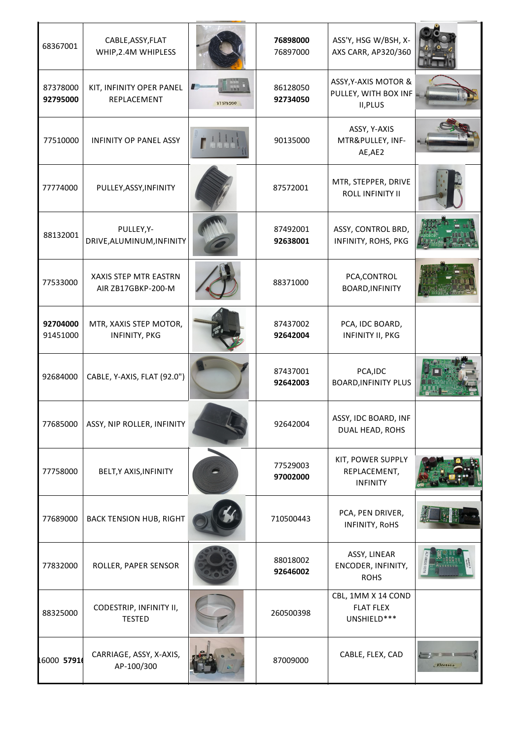| | | | | | |
|---|---|---|---|---|---|
| 68367001 | CABLE,ASSY,FLAT WHIP,2.4M WHIPLESS | | **76898000** 76897000 | ASS'Y, HSG W/BSH, X-AXS CARR, AP320/360 | |
| 87378000 **92795000** | KIT, INFINITY OPER PANEL REPLACEMENT | | 86128050 **92734050** | ASSY,Y-AXIS MOTOR & PULLEY, WITH BOX INF II,PLUS | |
| 77510000 | INFINITY OP PANEL ASSY | | 90135000 | ASSY, Y-AXIS MTR&PULLEY, INF-AE,AE2 | |
| 77774000 | PULLEY,ASSY,INFINITY | | 87572001 | MTR, STEPPER, DRIVE ROLL INFINITY II | |
| 88132001 | PULLEY,Y-DRIVE,ALUMINUM,INFINITY | | 87492001 **92638001** | ASSY, CONTROL BRD, INFINITY, ROHS, PKG | |
| 77533000 | XAXIS STEP MTR EASTRN AIR ZB17GBKP-200-M | | 88371000 | PCA,CONTROL BOARD,INFINITY | |
| **92704000** 91451000 | MTR, XAXIS STEP MOTOR, INFINITY, PKG | | 87437002 **92642004** | PCA, IDC BOARD, INFINITY II, PKG | |
| 92684000 | CABLE, Y-AXIS, FLAT (92.0") | | 87437001 **92642003** | PCA,IDC BOARD,INFINITY PLUS | |
| 77685000 | ASSY, NIP ROLLER, INFINITY | | 92642004 | ASSY, IDC BOARD, INF DUAL HEAD, ROHS | |
| 77758000 | BELT,Y AXIS,INFINITY | | 77529003 **97002000** | KIT, POWER SUPPLY REPLACEMENT, INFINITY | |
| 77689000 | BACK TENSION HUB, RIGHT | | 710500443 | PCA, PEN DRIVER, INFINITY, RoHS | |
| 77832000 | ROLLER, PAPER SENSOR | | 88018002 **92646002** | ASSY, LINEAR ENCODER, INFINITY, ROHS | |
| 88325000 | CODESTRIP, INFINITY II, TESTED | | 260500398 | CBL, 1MM X 14 COND FLAT FLEX UNSHIELD*** | |
| 16000 **57916** | CARRIAGE, ASSY, X-AXIS, AP-100/300 | | 87009000 | CABLE, FLEX, CAD | |